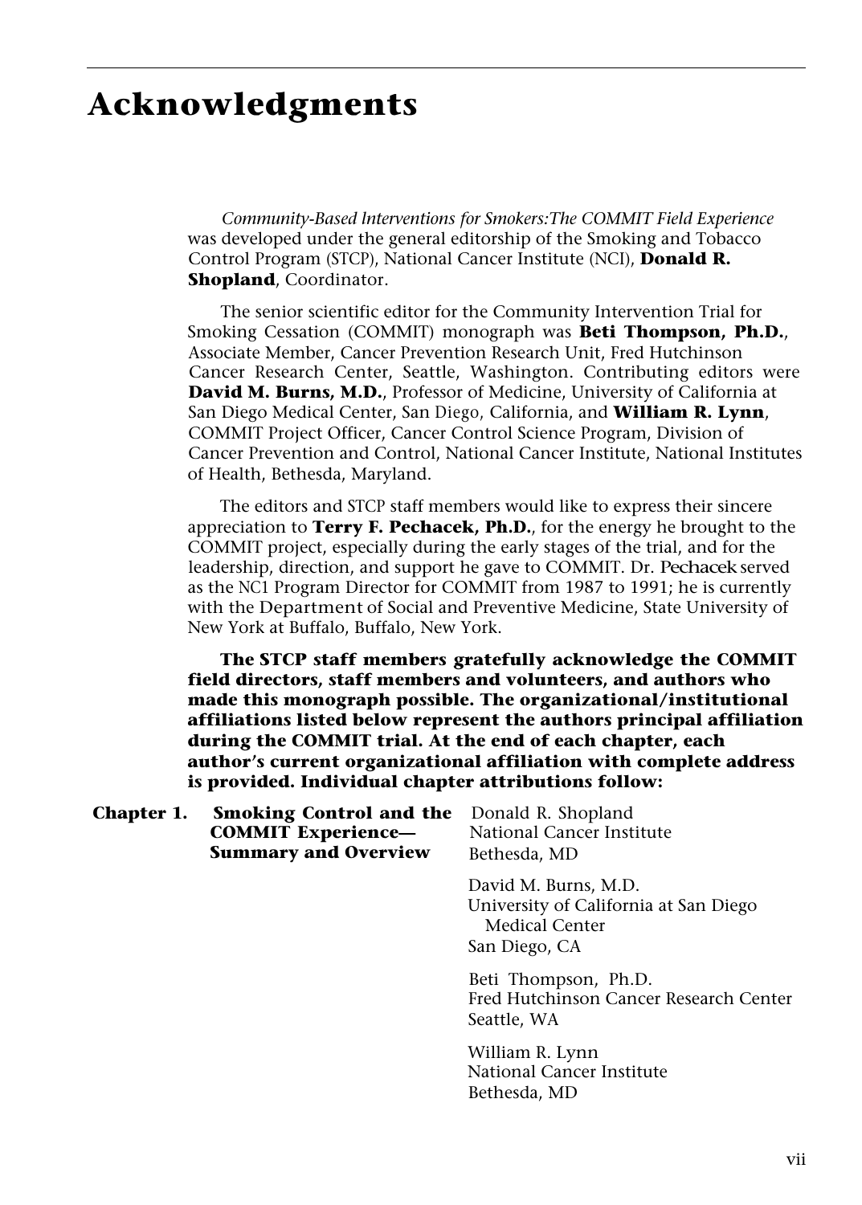# Acknowledgments

*Community-Based Interventions for Smokers:The COMMIT Field Experience* was developed under the general editorship of the Smoking and Tobacco Control Program (STCP), National Cancer Institute (NCI), **Donald R. Shopland**, Coordinator.

The senior scientific editor for the Community Intervention Trial for Smoking Cessation (COMMIT) monograph was **Beti Thompson, Ph.D.**, Associate Member, Cancer Prevention Research Unit, Fred Hutchinson Cancer Research Center, Seattle, Washington. Contributing editors were **David M. Burns, M.D.**, Professor of Medicine, University of California at San Diego Medical Center, San Diego, California, and **William R. Lynn**, COMMIT Project Officer, Cancer Control Science Program, Division of Cancer Prevention and Control, National Cancer Institute, National Institutes of Health, Bethesda, Maryland.

The editors and STCP staff members would like to express their sincere appreciation to **Terry F. Pechacek, Ph.D.**, for the energy he brought to the COMMIT project, especially during the early stages of the trial, and for the leadership, direction, and support he gave to COMMIT. Dr. Pechacek served as the NC1 Program Director for COMMIT from 1987 to 1991; he is currently with the Department of Social and Preventive Medicine, State University of New York at Buffalo, Buffalo, New York.

**The STCP staff members gratefully acknowledge the COMMIT field directors, staff members and volunteers, and authors who made this monograph possible. The organizational/institutional affiliations listed below represent the authors principal affiliation during the COMMIT trial. At the end of each chapter, each author's current organizational affiliation with complete address is provided. Individual chapter attributions follow:**

**Chapter 1. Smoking Control and the COMMIT Experience—Summary and Overview**

Donald R. Shopland
National Cancer Institute
Bethesda, MD

David M. Burns, M.D.
University of California at San Diego Medical Center
San Diego, CA

Beti Thompson, Ph.D.
Fred Hutchinson Cancer Research Center
Seattle, WA

William R. Lynn
National Cancer Institute
Bethesda, MD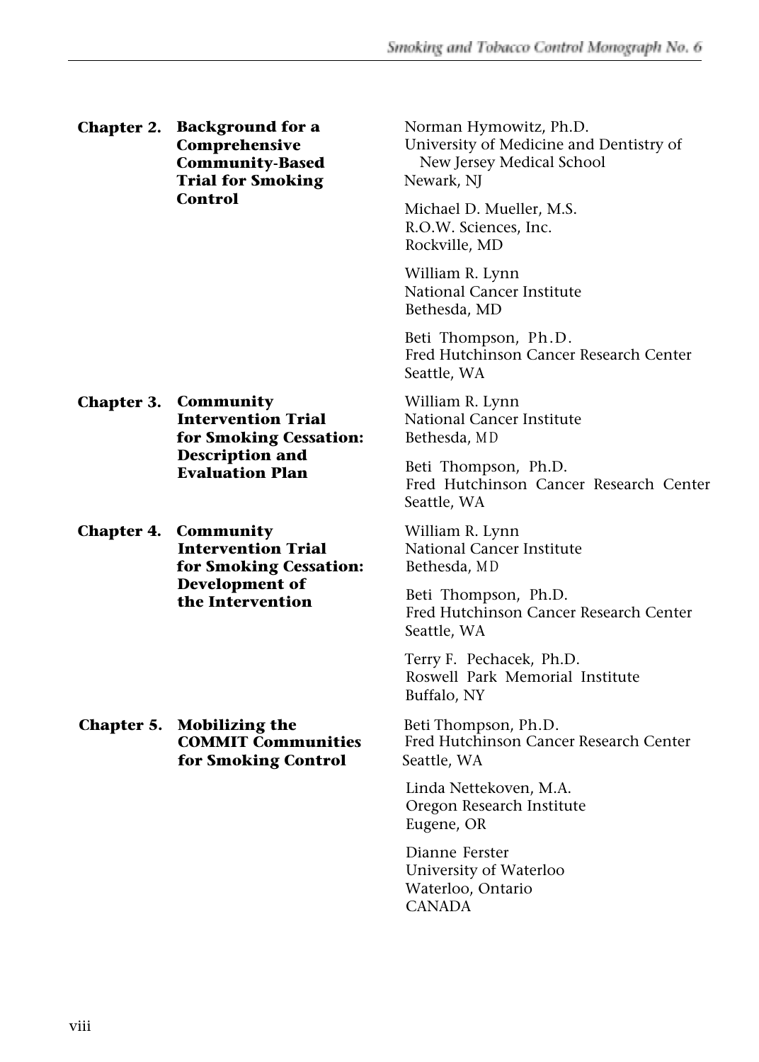| | |
|---|---|
| **Chapter 2. Background for a Comprehensive Community-Based Trial for Smoking Control** | Norman Hymowitz, Ph.D.<br>University of Medicine and Dentistry of New Jersey Medical School<br>Newark, NJ<br><br>Michael D. Mueller, M.S.<br>R.O.W. Sciences, Inc.<br>Rockville, MD<br><br>William R. Lynn<br>National Cancer Institute<br>Bethesda, MD<br><br>Beti Thompson, Ph.D.<br>Fred Hutchinson Cancer Research Center<br>Seattle, WA |
| **Chapter 3. Community Intervention Trial for Smoking Cessation: Description and Evaluation Plan** | William R. Lynn<br>National Cancer Institute<br>Bethesda, MD<br><br>Beti Thompson, Ph.D.<br>Fred Hutchinson Cancer Research Center<br>Seattle, WA |
| **Chapter 4. Community Intervention Trial for Smoking Cessation: Development of the Intervention** | William R. Lynn<br>National Cancer Institute<br>Bethesda, MD<br><br>Beti Thompson, Ph.D.<br>Fred Hutchinson Cancer Research Center<br>Seattle, WA<br><br>Terry F. Pechacek, Ph.D.<br>Roswell Park Memorial Institute<br>Buffalo, NY |
| **Chapter 5. Mobilizing the COMMIT Communities for Smoking Control** | Beti Thompson, Ph.D.<br>Fred Hutchinson Cancer Research Center<br>Seattle, WA<br><br>Linda Nettekoven, M.A.<br>Oregon Research Institute<br>Eugene, OR<br><br>Dianne Ferster<br>University of Waterloo<br>Waterloo, Ontario<br>CANADA |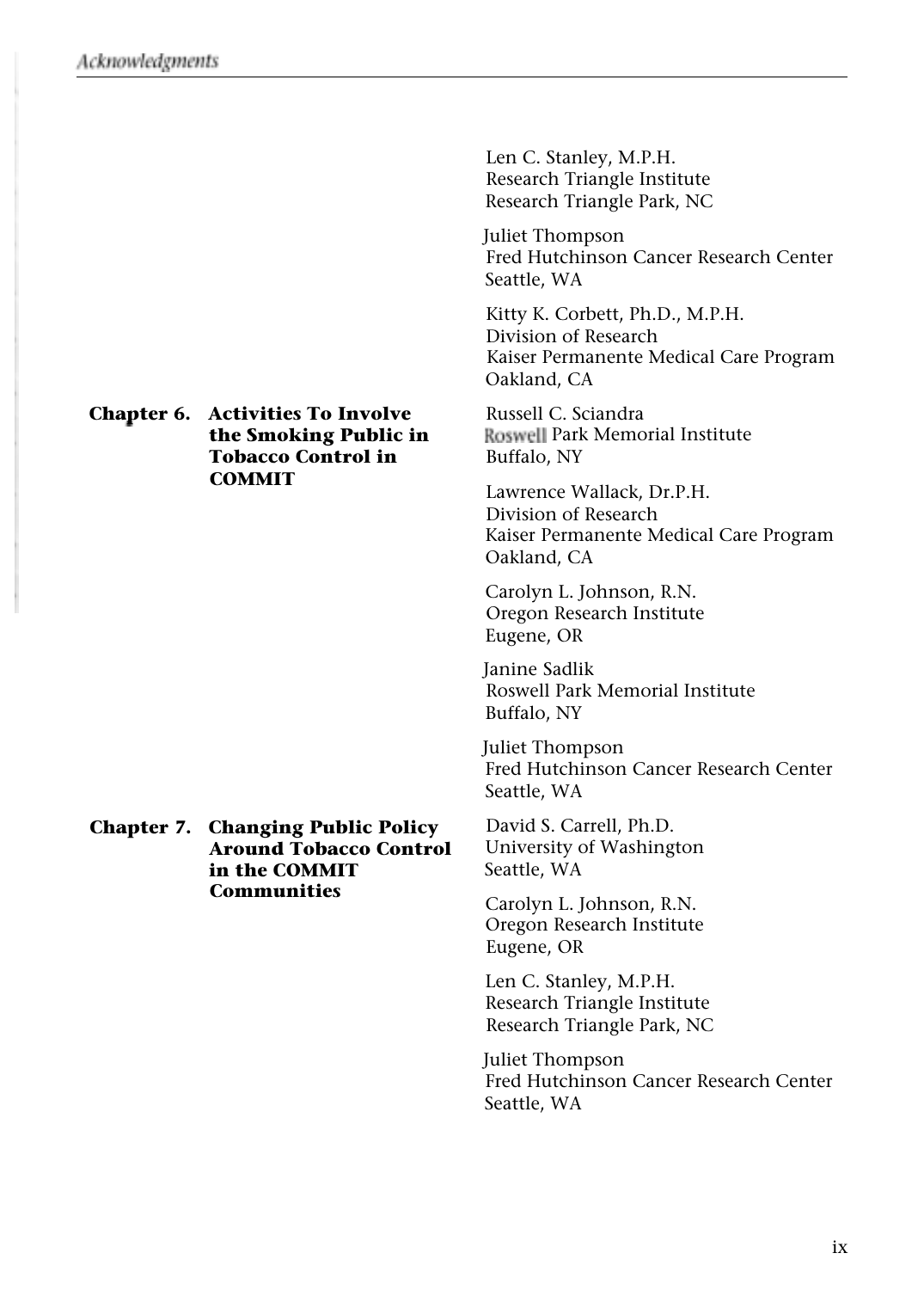Len C. Stanley, M.P.H.
Research Triangle Institute
Research Triangle Park, NC

Juliet Thompson
Fred Hutchinson Cancer Research Center
Seattle, WA

Kitty K. Corbett, Ph.D., M.P.H.
Division of Research
Kaiser Permanente Medical Care Program
Oakland, CA

**Chapter 6. Activities To Involve the Smoking Public in Tobacco Control in COMMIT**

Russell C. Sciandra
Roswell Park Memorial Institute
Buffalo, NY

Lawrence Wallack, Dr.P.H.
Division of Research
Kaiser Permanente Medical Care Program
Oakland, CA

Carolyn L. Johnson, R.N.
Oregon Research Institute
Eugene, OR

Janine Sadlik
Roswell Park Memorial Institute
Buffalo, NY

Juliet Thompson
Fred Hutchinson Cancer Research Center
Seattle, WA

**Chapter 7. Changing Public Policy Around Tobacco Control in the COMMIT Communities**

David S. Carrell, Ph.D.
University of Washington
Seattle, WA

Carolyn L. Johnson, R.N.
Oregon Research Institute
Eugene, OR

Len C. Stanley, M.P.H.
Research Triangle Institute
Research Triangle Park, NC

Juliet Thompson
Fred Hutchinson Cancer Research Center
Seattle, WA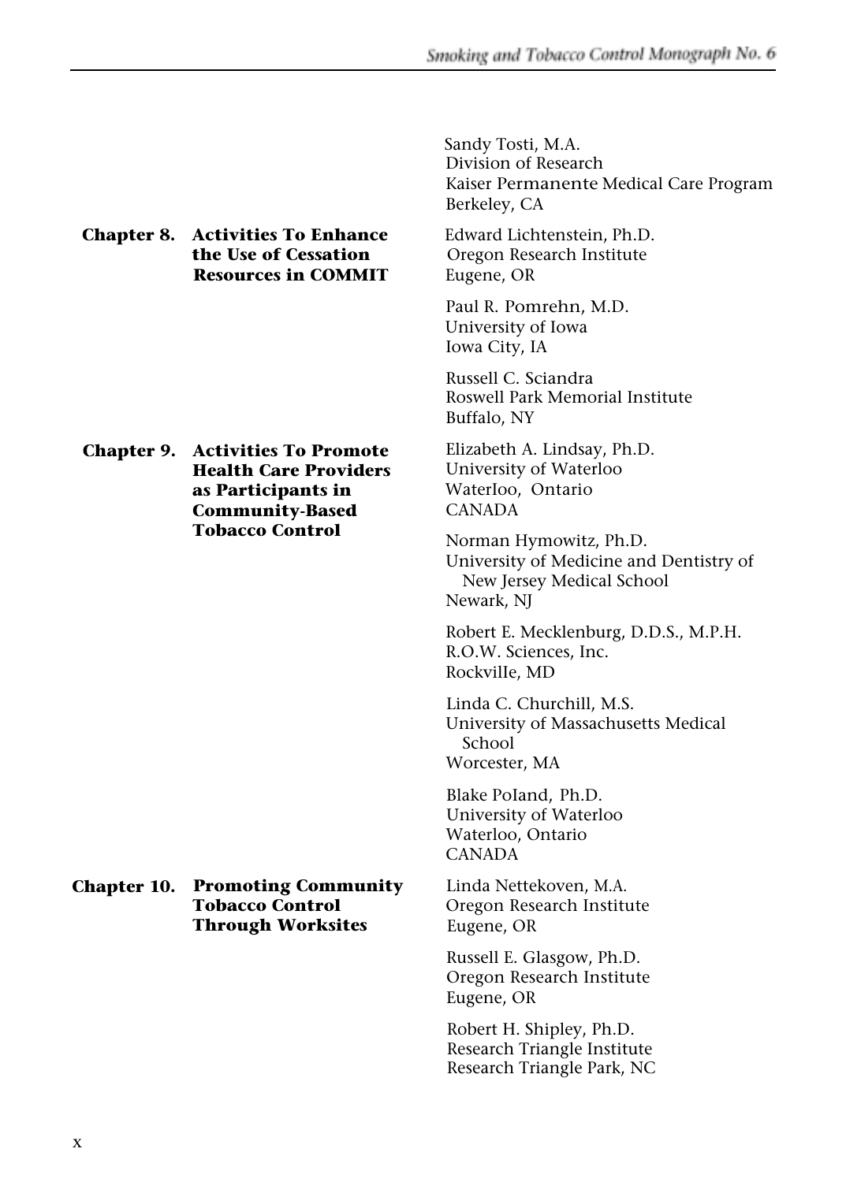Sandy Tosti, M.A.
Division of Research
Kaiser Permanente Medical Care Program
Berkeley, CA

**Chapter 8. Activities To Enhance the Use of Cessation Resources in COMMIT**

Edward Lichtenstein, Ph.D.
Oregon Research Institute
Eugene, OR

Paul R. Pomrehn, M.D.
University of Iowa
Iowa City, IA

Russell C. Sciandra
Roswell Park Memorial Institute
Buffalo, NY

**Chapter 9. Activities To Promote Health Care Providers as Participants in Community-Based Tobacco Control**

Elizabeth A. Lindsay, Ph.D.
University of Waterloo
Waterloo, Ontario
CANADA

Norman Hymowitz, Ph.D.
University of Medicine and Dentistry of New Jersey Medical School
Newark, NJ

Robert E. Mecklenburg, D.D.S., M.P.H.
R.O.W. Sciences, Inc.
Rockville, MD

Linda C. Churchill, M.S.
University of Massachusetts Medical School
Worcester, MA

Blake Poland, Ph.D.
University of Waterloo
Waterloo, Ontario
CANADA

**Chapter 10. Promoting Community Tobacco Control Through Worksites**

Linda Nettekoven, M.A.
Oregon Research Institute
Eugene, OR

Russell E. Glasgow, Ph.D.
Oregon Research Institute
Eugene, OR

Robert H. Shipley, Ph.D.
Research Triangle Institute
Research Triangle Park, NC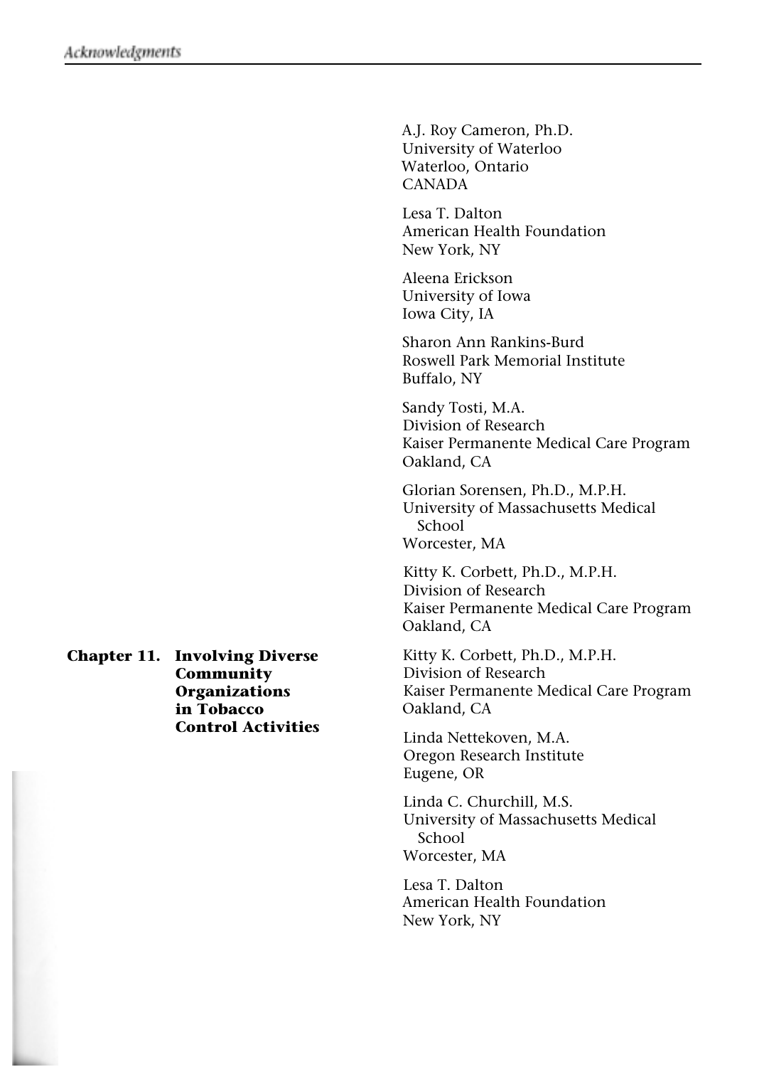A.J. Roy Cameron, Ph.D.
University of Waterloo
Waterloo, Ontario
CANADA

Lesa T. Dalton
American Health Foundation
New York, NY

Aleena Erickson
University of Iowa
Iowa City, IA

Sharon Ann Rankins-Burd
Roswell Park Memorial Institute
Buffalo, NY

Sandy Tosti, M.A.
Division of Research
Kaiser Permanente Medical Care Program
Oakland, CA

Glorian Sorensen, Ph.D., M.P.H.
University of Massachusetts Medical School
Worcester, MA

Kitty K. Corbett, Ph.D., M.P.H.
Division of Research
Kaiser Permanente Medical Care Program
Oakland, CA

**Chapter 11. Involving Diverse Community Organizations in Tobacco Control Activities**

Kitty K. Corbett, Ph.D., M.P.H.
Division of Research
Kaiser Permanente Medical Care Program
Oakland, CA

Linda Nettekoven, M.A.
Oregon Research Institute
Eugene, OR

Linda C. Churchill, M.S.
University of Massachusetts Medical School
Worcester, MA

Lesa T. Dalton
American Health Foundation
New York, NY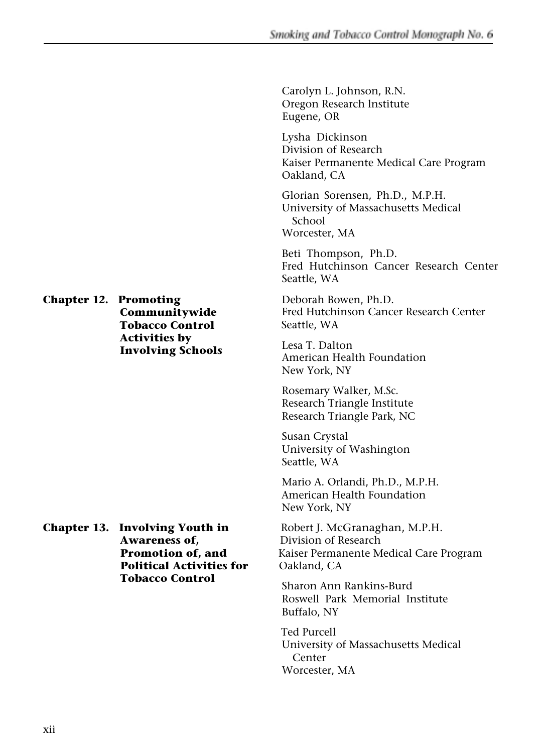Carolyn L. Johnson, R.N.
Oregon Research Institute
Eugene, OR

Lysha Dickinson
Division of Research
Kaiser Permanente Medical Care Program
Oakland, CA

Glorian Sorensen, Ph.D., M.P.H.
University of Massachusetts Medical School
Worcester, MA

Beti Thompson, Ph.D.
Fred Hutchinson Cancer Research Center
Seattle, WA

**Chapter 12. Promoting Communitywide Tobacco Control Activities by Involving Schools**

Deborah Bowen, Ph.D.
Fred Hutchinson Cancer Research Center
Seattle, WA

Lesa T. Dalton
American Health Foundation
New York, NY

Rosemary Walker, M.Sc.
Research Triangle Institute
Research Triangle Park, NC

Susan Crystal
University of Washington
Seattle, WA

Mario A. Orlandi, Ph.D., M.P.H.
American Health Foundation
New York, NY

**Chapter 13. Involving Youth in Awareness of, Promotion of, and Political Activities for Tobacco Control**

Robert J. McGranaghan, M.P.H.
Division of Research
Kaiser Permanente Medical Care Program
Oakland, CA

Sharon Ann Rankins-Burd
Roswell Park Memorial Institute
Buffalo, NY

Ted Purcell
University of Massachusetts Medical Center
Worcester, MA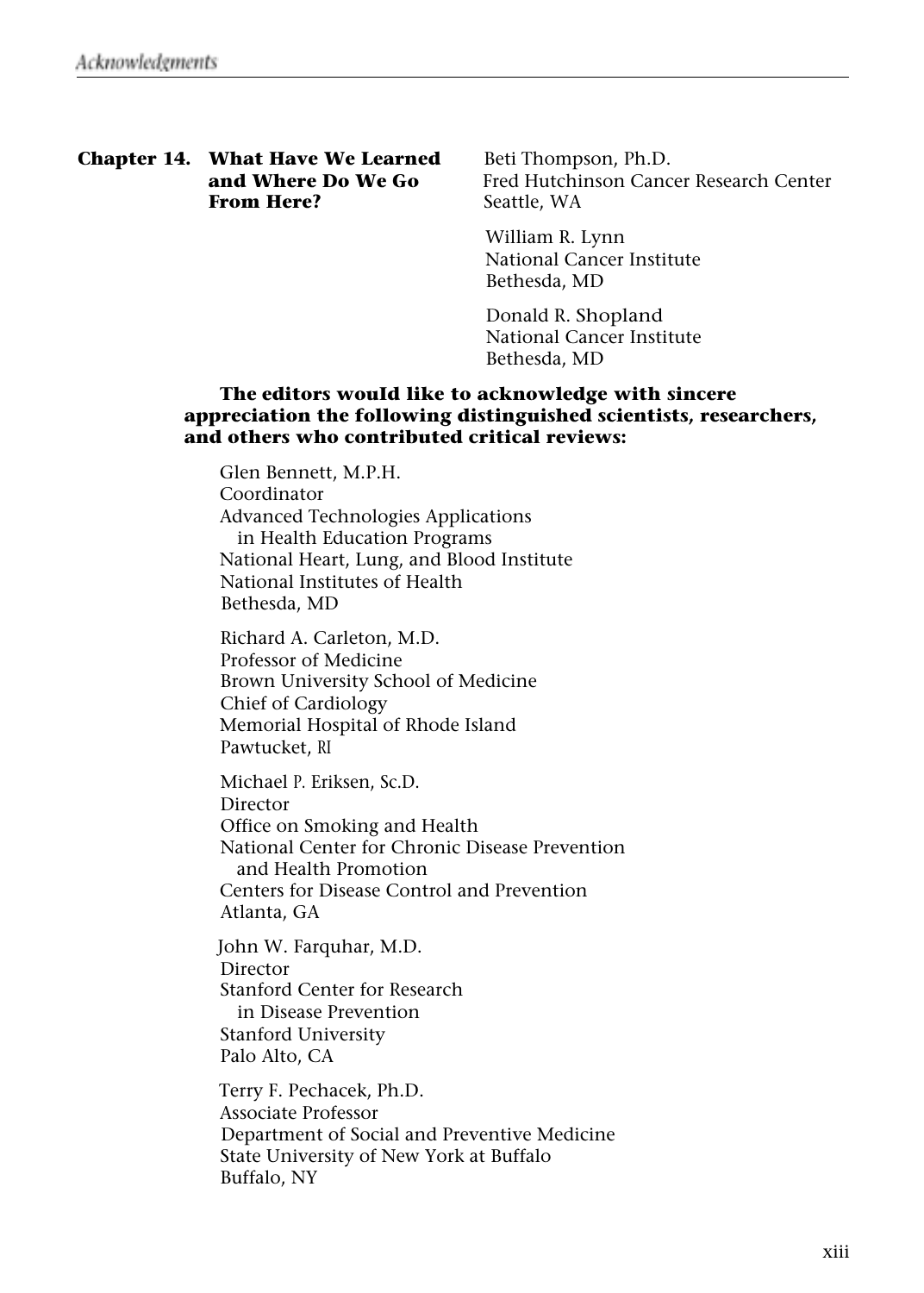**Chapter 14. What Have We Learned and Where Do We Go From Here?**

Beti Thompson, Ph.D.
Fred Hutchinson Cancer Research Center
Seattle, WA

William R. Lynn
National Cancer Institute
Bethesda, MD

Donald R. Shopland
National Cancer Institute
Bethesda, MD

**The editors would like to acknowledge with sincere appreciation the following distinguished scientists, researchers, and others who contributed critical reviews:**

Glen Bennett, M.P.H.
Coordinator
Advanced Technologies Applications in Health Education Programs
National Heart, Lung, and Blood Institute
National Institutes of Health
Bethesda, MD

Richard A. Carleton, M.D.
Professor of Medicine
Brown University School of Medicine
Chief of Cardiology
Memorial Hospital of Rhode Island
Pawtucket, RI

Michael P. Eriksen, Sc.D.
Director
Office on Smoking and Health
National Center for Chronic Disease Prevention and Health Promotion
Centers for Disease Control and Prevention
Atlanta, GA

John W. Farquhar, M.D.
Director
Stanford Center for Research in Disease Prevention
Stanford University
Palo Alto, CA

Terry F. Pechacek, Ph.D.
Associate Professor
Department of Social and Preventive Medicine
State University of New York at Buffalo
Buffalo, NY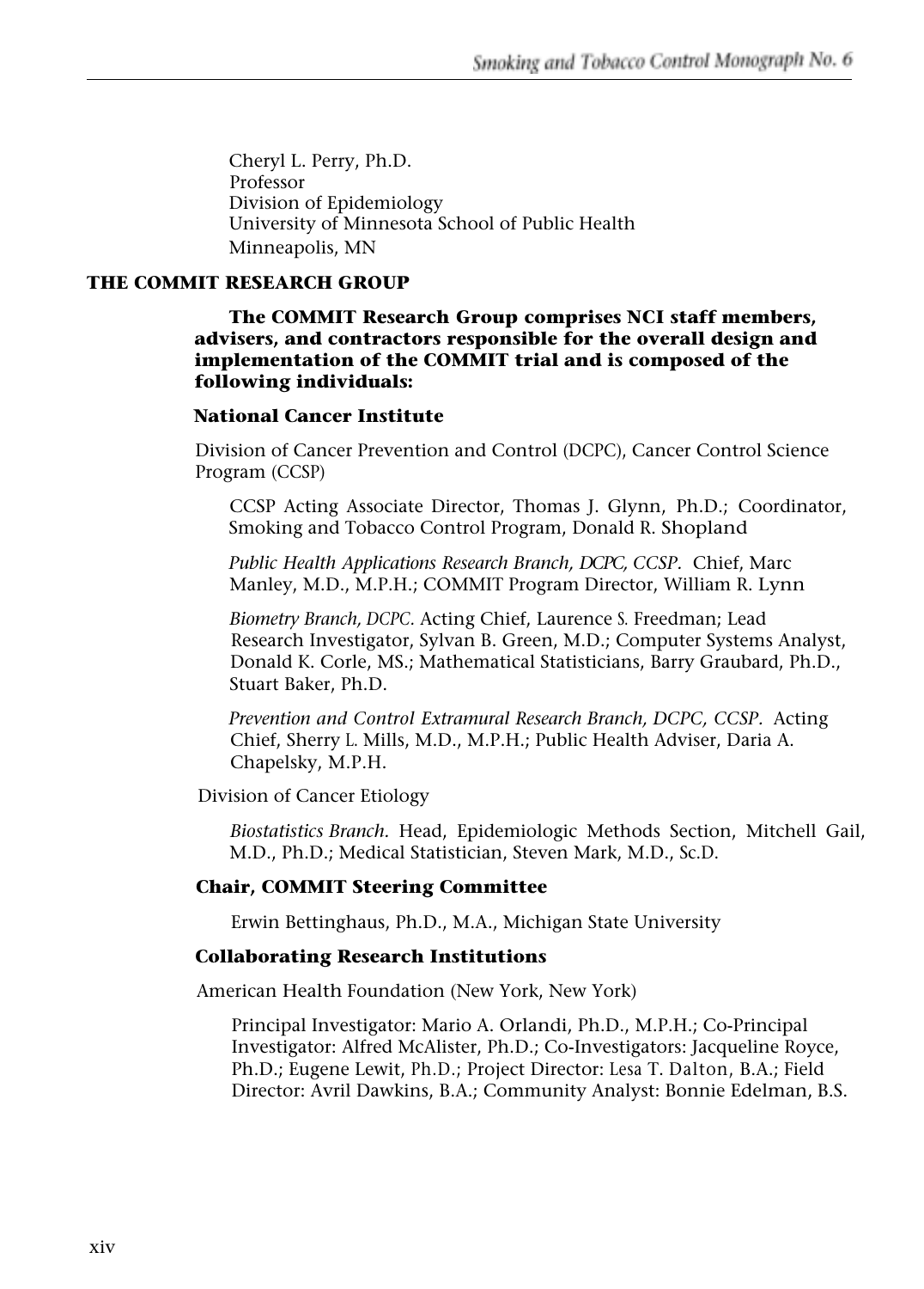Cheryl L. Perry, Ph.D.
Professor
Division of Epidemiology
University of Minnesota School of Public Health
Minneapolis, MN

## THE COMMIT RESEARCH GROUP

**The COMMIT Research Group comprises NCI staff members, advisers, and contractors responsible for the overall design and implementation of the COMMIT trial and is composed of the following individuals:**

### National Cancer Institute

Division of Cancer Prevention and Control (DCPC), Cancer Control Science Program (CCSP)

CCSP Acting Associate Director, Thomas J. Glynn, Ph.D.; Coordinator, Smoking and Tobacco Control Program, Donald R. Shopland

*Public Health Applications Research Branch, DCPC, CCSP.* Chief, Marc Manley, M.D., M.P.H.; COMMIT Program Director, William R. Lynn

*Biometry Branch, DCPC.* Acting Chief, Laurence S. Freedman; Lead Research Investigator, Sylvan B. Green, M.D.; Computer Systems Analyst, Donald K. Corle, MS.; Mathematical Statisticians, Barry Graubard, Ph.D., Stuart Baker, Ph.D.

*Prevention and Control Extramural Research Branch, DCPC, CCSP.* Acting Chief, Sherry L. Mills, M.D., M.P.H.; Public Health Adviser, Daria A. Chapelsky, M.P.H.

Division of Cancer Etiology

*Biostatistics Branch.* Head, Epidemiologic Methods Section, Mitchell Gail, M.D., Ph.D.; Medical Statistician, Steven Mark, M.D., Sc.D.

### Chair, COMMIT Steering Committee

Erwin Bettinghaus, Ph.D., M.A., Michigan State University

### Collaborating Research Institutions

American Health Foundation (New York, New York)

Principal Investigator: Mario A. Orlandi, Ph.D., M.P.H.; Co-Principal Investigator: Alfred McAlister, Ph.D.; Co-Investigators: Jacqueline Royce, Ph.D.; Eugene Lewit, Ph.D.; Project Director: Lesa T. Dalton, B.A.; Field Director: Avril Dawkins, B.A.; Community Analyst: Bonnie Edelman, B.S.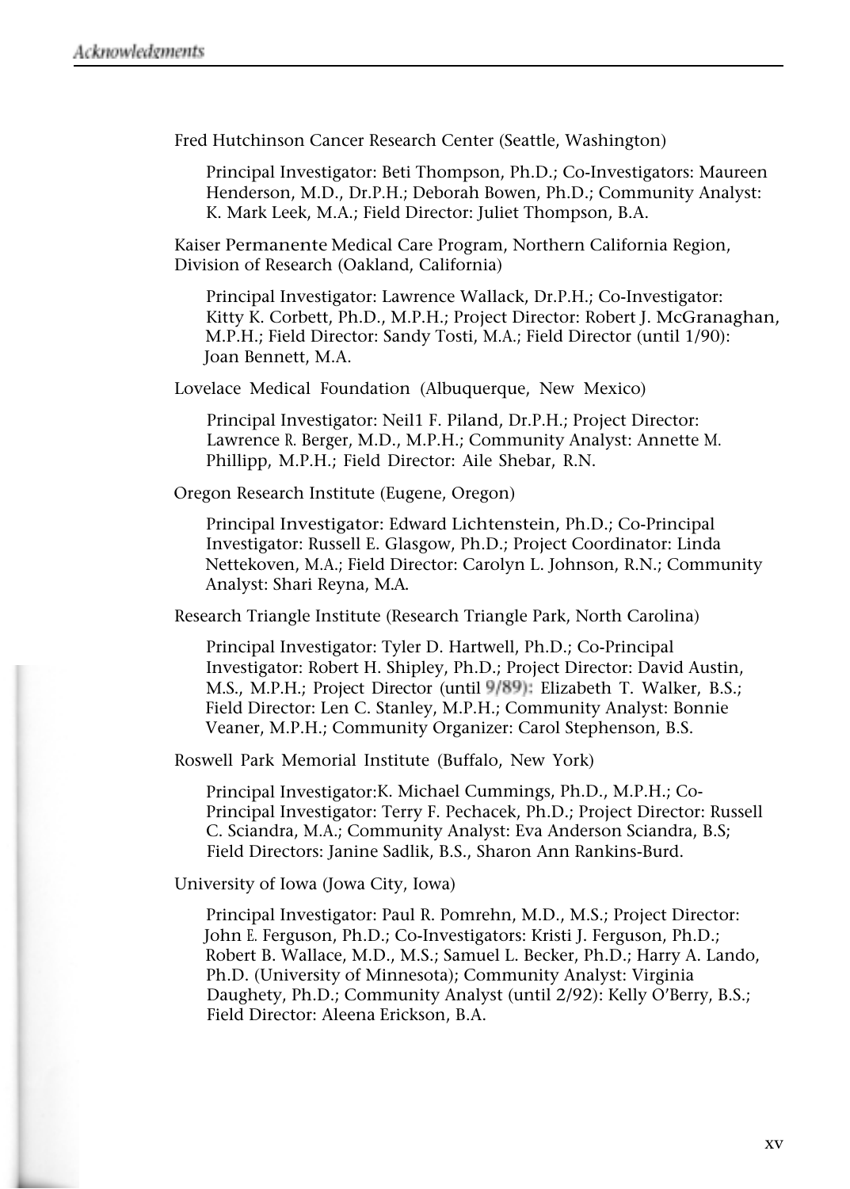Fred Hutchinson Cancer Research Center (Seattle, Washington)

Principal Investigator: Beti Thompson, Ph.D.; Co-Investigators: Maureen Henderson, M.D., Dr.P.H.; Deborah Bowen, Ph.D.; Community Analyst: K. Mark Leek, M.A.; Field Director: Juliet Thompson, B.A.

Kaiser Permanente Medical Care Program, Northern California Region, Division of Research (Oakland, California)

Principal Investigator: Lawrence Wallack, Dr.P.H.; Co-Investigator: Kitty K. Corbett, Ph.D., M.P.H.; Project Director: Robert J. McGranaghan, M.P.H.; Field Director: Sandy Tosti, M.A.; Field Director (until 1/90): Joan Bennett, M.A.

Lovelace Medical Foundation (Albuquerque, New Mexico)

Principal Investigator: Neil1 F. Piland, Dr.P.H.; Project Director: Lawrence R. Berger, M.D., M.P.H.; Community Analyst: Annette M. Phillipp, M.P.H.; Field Director: Aile Shebar, R.N.

Oregon Research Institute (Eugene, Oregon)

Principal Investigator: Edward Lichtenstein, Ph.D.; Co-Principal Investigator: Russell E. Glasgow, Ph.D.; Project Coordinator: Linda Nettekoven, M.A.; Field Director: Carolyn L. Johnson, R.N.; Community Analyst: Shari Reyna, M.A.

Research Triangle Institute (Research Triangle Park, North Carolina)

Principal Investigator: Tyler D. Hartwell, Ph.D.; Co-Principal Investigator: Robert H. Shipley, Ph.D.; Project Director: David Austin, M.S., M.P.H.; Project Director (until 9/89): Elizabeth T. Walker, B.S.; Field Director: Len C. Stanley, M.P.H.; Community Analyst: Bonnie Veaner, M.P.H.; Community Organizer: Carol Stephenson, B.S.

Roswell Park Memorial Institute (Buffalo, New York)

Principal Investigator:K. Michael Cummings, Ph.D., M.P.H.; Co-Principal Investigator: Terry F. Pechacek, Ph.D.; Project Director: Russell C. Sciandra, M.A.; Community Analyst: Eva Anderson Sciandra, B.S; Field Directors: Janine Sadlik, B.S., Sharon Ann Rankins-Burd.

University of Iowa (Jowa City, Iowa)

Principal Investigator: Paul R. Pomrehn, M.D., M.S.; Project Director: John E. Ferguson, Ph.D.; Co-Investigators: Kristi J. Ferguson, Ph.D.; Robert B. Wallace, M.D., M.S.; Samuel L. Becker, Ph.D.; Harry A. Lando, Ph.D. (University of Minnesota); Community Analyst: Virginia Daughety, Ph.D.; Community Analyst (until 2/92): Kelly O'Berry, B.S.; Field Director: Aleena Erickson, B.A.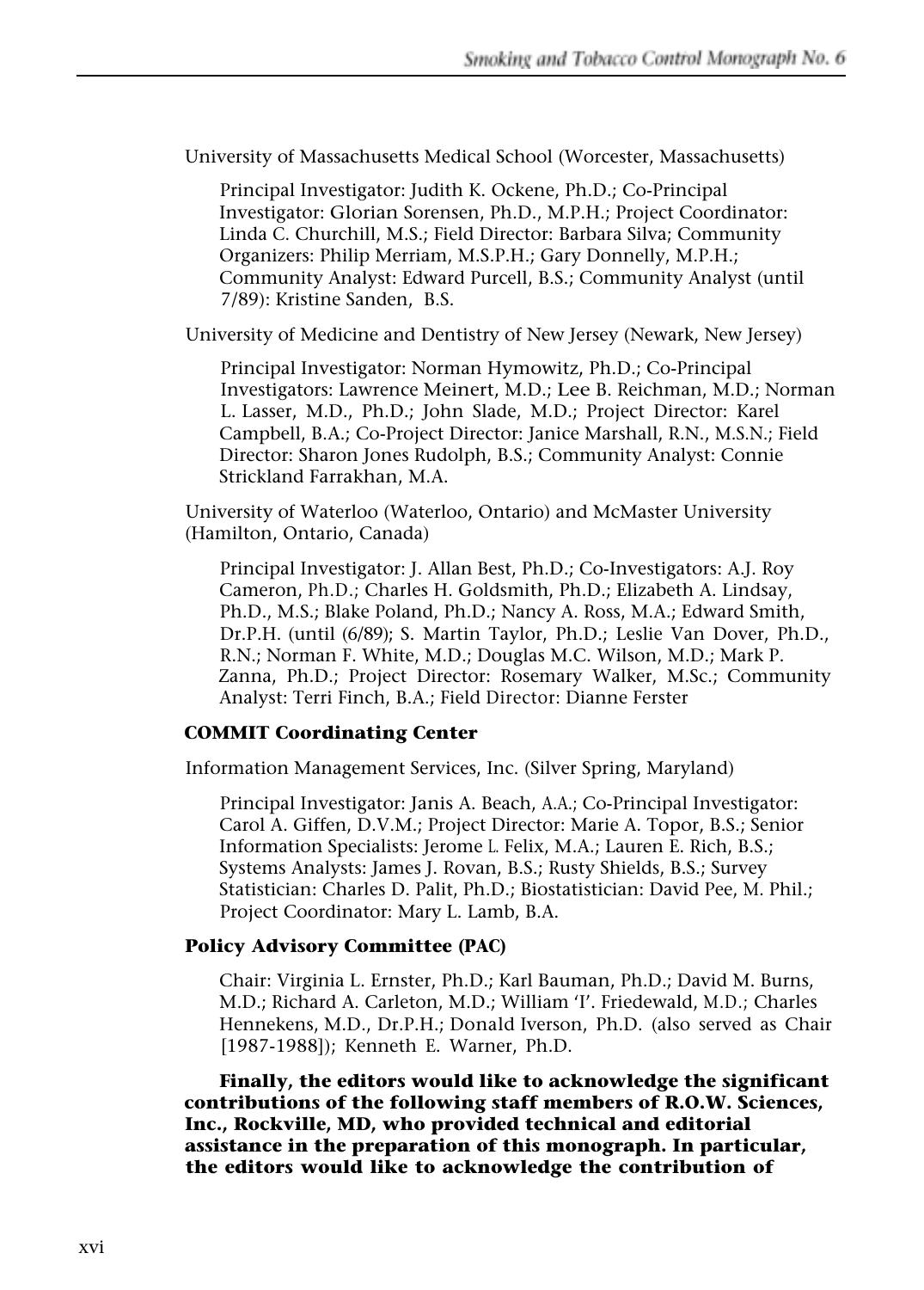University of Massachusetts Medical School (Worcester, Massachusetts)

Principal Investigator: Judith K. Ockene, Ph.D.; Co-Principal Investigator: Glorian Sorensen, Ph.D., M.P.H.; Project Coordinator: Linda C. Churchill, M.S.; Field Director: Barbara Silva; Community Organizers: Philip Merriam, M.S.P.H.; Gary Donnelly, M.P.H.; Community Analyst: Edward Purcell, B.S.; Community Analyst (until 7/89): Kristine Sanden, B.S.

University of Medicine and Dentistry of New Jersey (Newark, New Jersey)

Principal Investigator: Norman Hymowitz, Ph.D.; Co-Principal Investigators: Lawrence Meinert, M.D.; Lee B. Reichman, M.D.; Norman L. Lasser, M.D., Ph.D.; John Slade, M.D.; Project Director: Karel Campbell, B.A.; Co-Project Director: Janice Marshall, R.N., M.S.N.; Field Director: Sharon Jones Rudolph, B.S.; Community Analyst: Connie Strickland Farrakhan, M.A.

University of Waterloo (Waterloo, Ontario) and McMaster University (Hamilton, Ontario, Canada)

Principal Investigator: J. Allan Best, Ph.D.; Co-Investigators: A.J. Roy Cameron, Ph.D.; Charles H. Goldsmith, Ph.D.; Elizabeth A. Lindsay, Ph.D., M.S.; Blake Poland, Ph.D.; Nancy A. Ross, M.A.; Edward Smith, Dr.P.H. (until (6/89); S. Martin Taylor, Ph.D.; Leslie Van Dover, Ph.D., R.N.; Norman F. White, M.D.; Douglas M.C. Wilson, M.D.; Mark P. Zanna, Ph.D.; Project Director: Rosemary Walker, M.Sc.; Community Analyst: Terri Finch, B.A.; Field Director: Dianne Ferster

**COMMIT Coordinating Center**

Information Management Services, Inc. (Silver Spring, Maryland)

Principal Investigator: Janis A. Beach, A.A.; Co-Principal Investigator: Carol A. Giffen, D.V.M.; Project Director: Marie A. Topor, B.S.; Senior Information Specialists: Jerome L. Felix, M.A.; Lauren E. Rich, B.S.; Systems Analysts: James J. Rovan, B.S.; Rusty Shields, B.S.; Survey Statistician: Charles D. Palit, Ph.D.; Biostatistician: David Pee, M. Phil.; Project Coordinator: Mary L. Lamb, B.A.

**Policy Advisory Committee (PAC)**

Chair: Virginia L. Ernster, Ph.D.; Karl Bauman, Ph.D.; David M. Burns, M.D.; Richard A. Carleton, M.D.; William 'I'. Friedewald, M.D.; Charles Hennekens, M.D., Dr.P.H.; Donald Iverson, Ph.D. (also served as Chair [1987-1988]); Kenneth E. Warner, Ph.D.

**Finally, the editors would like to acknowledge the significant contributions of the following staff members of R.O.W. Sciences, Inc., Rockville, MD, who provided technical and editorial assistance in the preparation of this monograph. In particular, the editors would like to acknowledge the contribution of**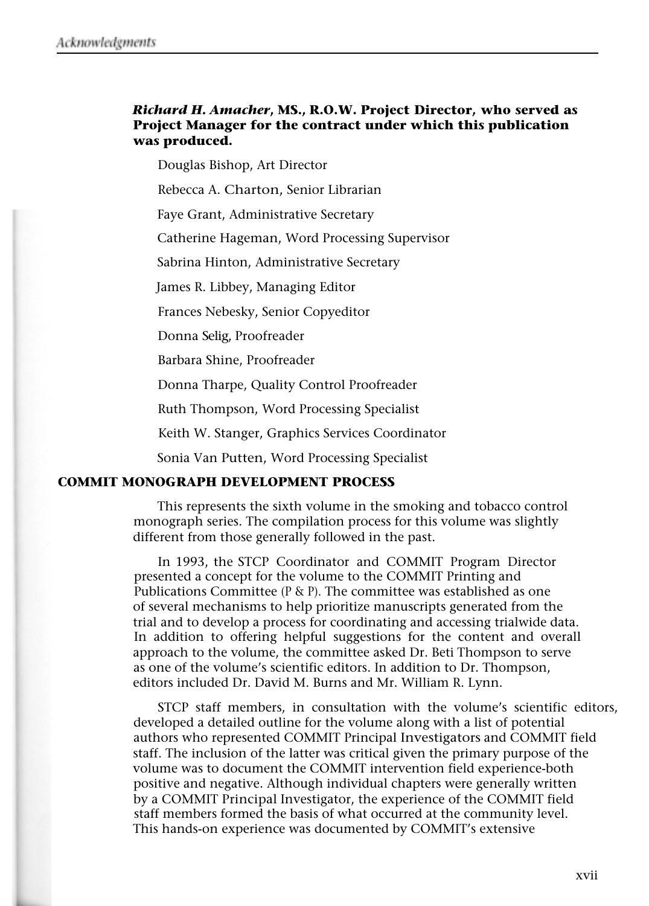***Richard H. Amacher*, MS., R.O.W. Project Director, who served as Project Manager for the contract under which this publication was produced.**

Douglas Bishop, Art Director

Rebecca A. Charton, Senior Librarian

Faye Grant, Administrative Secretary

Catherine Hageman, Word Processing Supervisor

Sabrina Hinton, Administrative Secretary

James R. Libbey, Managing Editor

Frances Nebesky, Senior Copyeditor

Donna Selig, Proofreader

Barbara Shine, Proofreader

Donna Tharpe, Quality Control Proofreader

Ruth Thompson, Word Processing Specialist

Keith W. Stanger, Graphics Services Coordinator

Sonia Van Putten, Word Processing Specialist

## COMMIT MONOGRAPH DEVELOPMENT PROCESS

This represents the sixth volume in the smoking and tobacco control monograph series. The compilation process for this volume was slightly different from those generally followed in the past.

In 1993, the STCP Coordinator and COMMIT Program Director presented a concept for the volume to the COMMIT Printing and Publications Committee (P & P). The committee was established as one of several mechanisms to help prioritize manuscripts generated from the trial and to develop a process for coordinating and accessing trialwide data. In addition to offering helpful suggestions for the content and overall approach to the volume, the committee asked Dr. Beti Thompson to serve as one of the volume's scientific editors. In addition to Dr. Thompson, editors included Dr. David M. Burns and Mr. William R. Lynn.

STCP staff members, in consultation with the volume's scientific editors, developed a detailed outline for the volume along with a list of potential authors who represented COMMIT Principal Investigators and COMMIT field staff. The inclusion of the latter was critical given the primary purpose of the volume was to document the COMMIT intervention field experience-both positive and negative. Although individual chapters were generally written by a COMMIT Principal Investigator, the experience of the COMMIT field staff members formed the basis of what occurred at the community level. This hands-on experience was documented by COMMIT's extensive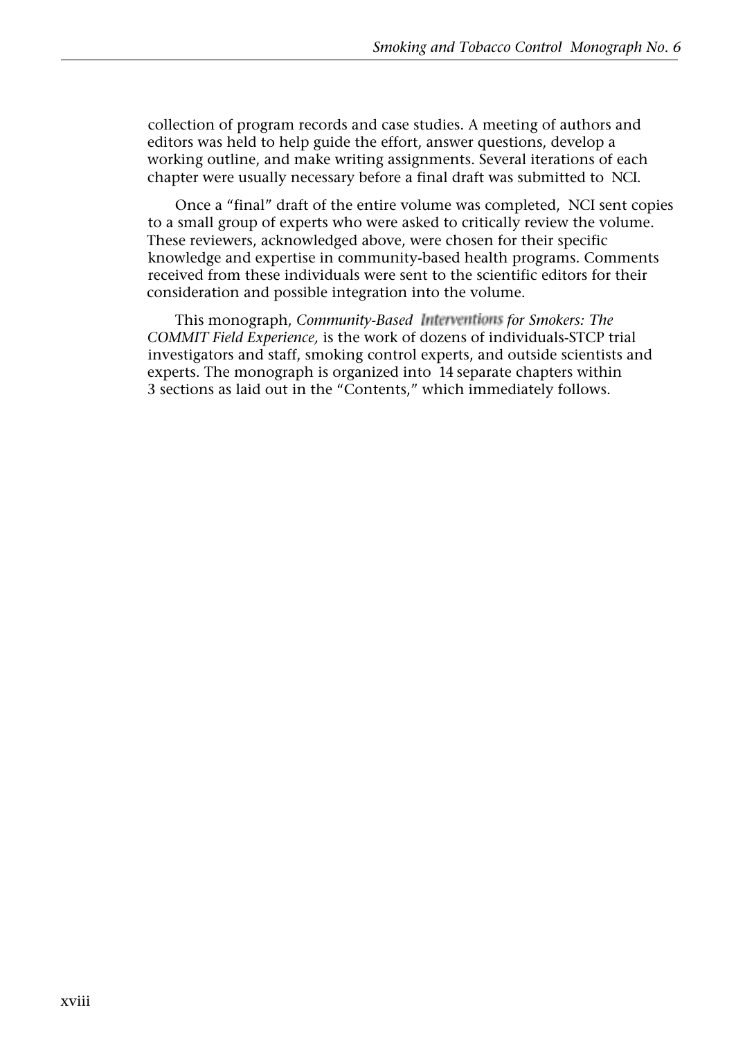collection of program records and case studies. A meeting of authors and editors was held to help guide the effort, answer questions, develop a working outline, and make writing assignments. Several iterations of each chapter were usually necessary before a final draft was submitted to NCI.

Once a "final" draft of the entire volume was completed, NCI sent copies to a small group of experts who were asked to critically review the volume. These reviewers, acknowledged above, were chosen for their specific knowledge and expertise in community-based health programs. Comments received from these individuals were sent to the scientific editors for their consideration and possible integration into the volume.

This monograph, *Community-Based Interventions for Smokers: The COMMIT Field Experience,* is the work of dozens of individuals-STCP trial investigators and staff, smoking control experts, and outside scientists and experts. The monograph is organized into 14 separate chapters within 3 sections as laid out in the "Contents," which immediately follows.